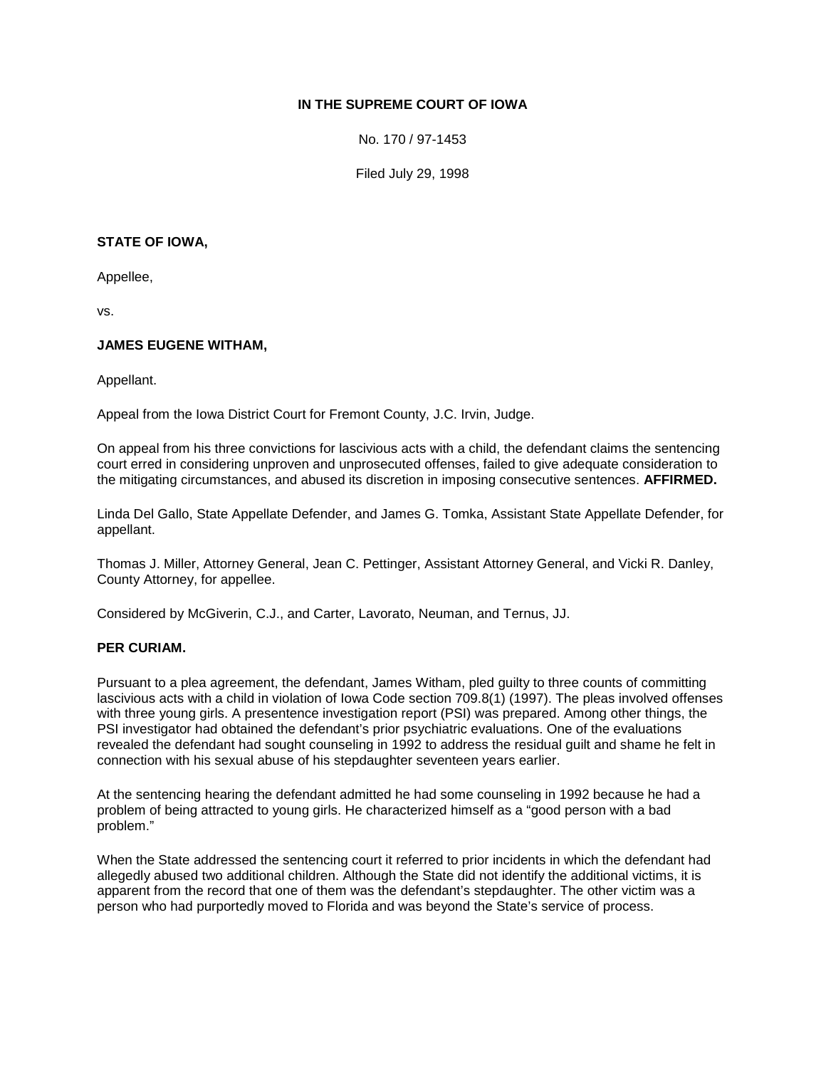**IN THE SUPREME COURT OF IOWA**

No. 170 / 97-1453

Filed July 29, 1998

**STATE OF IOWA,**

Appellee,

vs.

**JAMES EUGENE WITHAM,**

Appellant.

Appeal from the Iowa District Court for Fremont County, J.C. Irvin, Judge.

On appeal from his three convictions for lascivious acts with a child, the defendant claims the sentencing court erred in considering unproven and unprosecuted offenses, failed to give adequate consideration to the mitigating circumstances, and abused its discretion in imposing consecutive sentences. **AFFIRMED.**

Linda Del Gallo, State Appellate Defender, and James G. Tomka, Assistant State Appellate Defender, for appellant.

Thomas J. Miller, Attorney General, Jean C. Pettinger, Assistant Attorney General, and Vicki R. Danley, County Attorney, for appellee.

Considered by McGiverin, C.J., and Carter, Lavorato, Neuman, and Ternus, JJ.

**PER CURIAM.**

Pursuant to a plea agreement, the defendant, James Witham, pled guilty to three counts of committing lascivious acts with a child in violation of Iowa Code section 709.8(1) (1997). The pleas involved offenses with three young girls. A presentence investigation report (PSI) was prepared. Among other things, the PSI investigator had obtained the defendant's prior psychiatric evaluations. One of the evaluations revealed the defendant had sought counseling in 1992 to address the residual guilt and shame he felt in connection with his sexual abuse of his stepdaughter seventeen years earlier.

At the sentencing hearing the defendant admitted he had some counseling in 1992 because he had a problem of being attracted to young girls. He characterized himself as a "good person with a bad problem."

When the State addressed the sentencing court it referred to prior incidents in which the defendant had allegedly abused two additional children. Although the State did not identify the additional victims, it is apparent from the record that one of them was the defendant's stepdaughter. The other victim was a person who had purportedly moved to Florida and was beyond the State's service of process.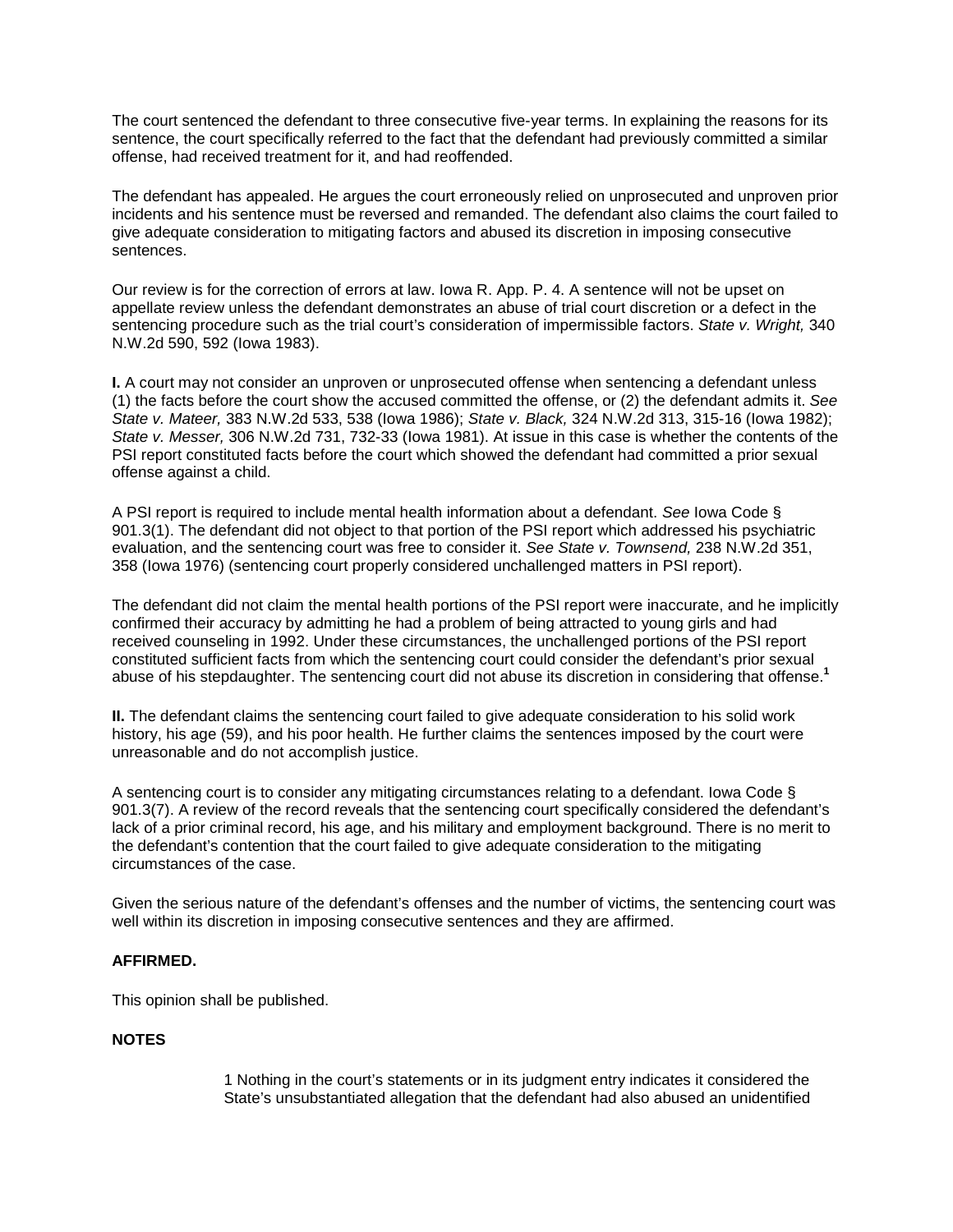The court sentenced the defendant to three consecutive five-year terms. In explaining the reasons for its sentence, the court specifically referred to the fact that the defendant had previously committed a similar offense, had received treatment for it, and had reoffended.

The defendant has appealed. He argues the court erroneously relied on unprosecuted and unproven prior incidents and his sentence must be reversed and remanded. The defendant also claims the court failed to give adequate consideration to mitigating factors and abused its discretion in imposing consecutive sentences.

Our review is for the correction of errors at law. Iowa R. App. P. 4. A sentence will not be upset on appellate review unless the defendant demonstrates an abuse of trial court discretion or a defect in the sentencing procedure such as the trial court's consideration of impermissible factors. *State v. Wright,* 340 N.W.2d 590, 592 (Iowa 1983).

**I.** A court may not consider an unproven or unprosecuted offense when sentencing a defendant unless (1) the facts before the court show the accused committed the offense, or (2) the defendant admits it. *See State v. Mateer,* 383 N.W.2d 533, 538 (Iowa 1986); *State v. Black,* 324 N.W.2d 313, 315-16 (Iowa 1982); *State v. Messer,* 306 N.W.2d 731, 732-33 (Iowa 1981). At issue in this case is whether the contents of the PSI report constituted facts before the court which showed the defendant had committed a prior sexual offense against a child.

A PSI report is required to include mental health information about a defendant. *See* Iowa Code § 901.3(1). The defendant did not object to that portion of the PSI report which addressed his psychiatric evaluation, and the sentencing court was free to consider it. *See State v. Townsend,* 238 N.W.2d 351, 358 (Iowa 1976) (sentencing court properly considered unchallenged matters in PSI report).

The defendant did not claim the mental health portions of the PSI report were inaccurate, and he implicitly confirmed their accuracy by admitting he had a problem of being attracted to young girls and had received counseling in 1992. Under these circumstances, the unchallenged portions of the PSI report constituted sufficient facts from which the sentencing court could consider the defendant's prior sexual abuse of his stepdaughter. The sentencing court did not abuse its discretion in considering that offense.[1]

**II.** The defendant claims the sentencing court failed to give adequate consideration to his solid work history, his age (59), and his poor health. He further claims the sentences imposed by the court were unreasonable and do not accomplish justice.

A sentencing court is to consider any mitigating circumstances relating to a defendant. Iowa Code § 901.3(7). A review of the record reveals that the sentencing court specifically considered the defendant's lack of a prior criminal record, his age, and his military and employment background. There is no merit to the defendant's contention that the court failed to give adequate consideration to the mitigating circumstances of the case.

Given the serious nature of the defendant's offenses and the number of victims, the sentencing court was well within its discretion in imposing consecutive sentences and they are affirmed.

**AFFIRMED.**

This opinion shall be published.

**NOTES**

1 Nothing in the court's statements or in its judgment entry indicates it considered the State's unsubstantiated allegation that the defendant had also abused an unidentified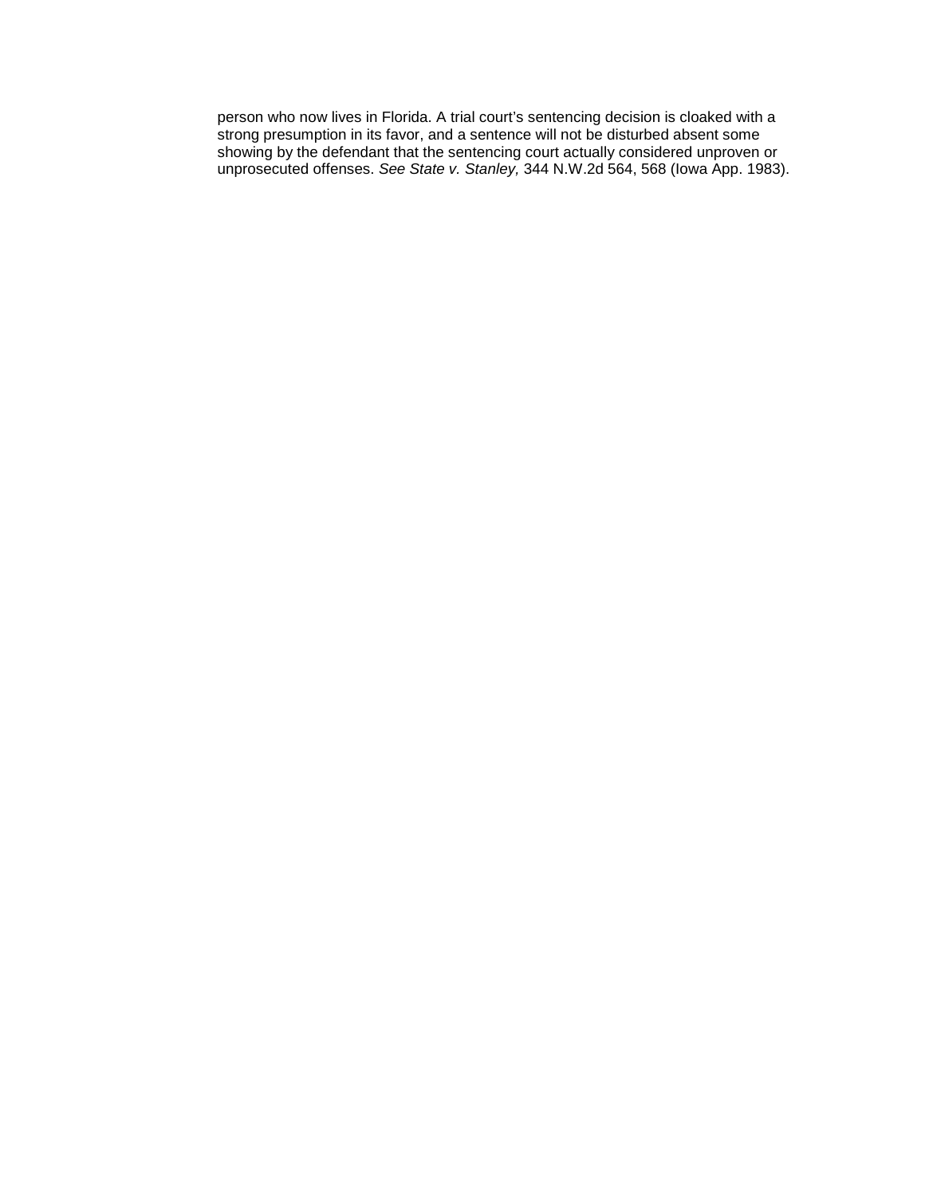person who now lives in Florida. A trial court's sentencing decision is cloaked with a strong presumption in its favor, and a sentence will not be disturbed absent some showing by the defendant that the sentencing court actually considered unproven or unprosecuted offenses. *See State v. Stanley,* 344 N.W.2d 564, 568 (Iowa App. 1983).